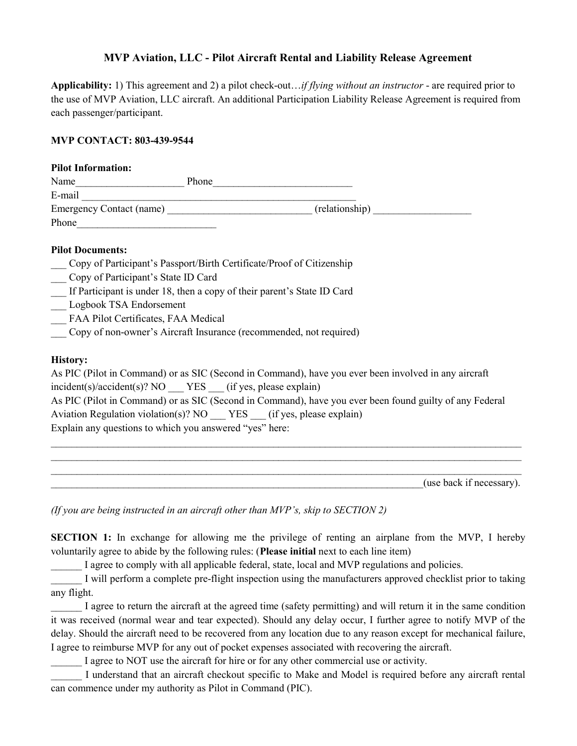# MVP Aviation, LLC - Pilot Aircraft Rental and Liability Release Agreement

**Applicability:** 1) This agreement and 2) a pilot check-out…*if flying without an instructor* - are required prior to the use of MVP Aviation, LLC aircraft. An additional Participation Liability Release Agreement is required from each passenger/participant.

**MVP CONTACT: 803-439-9544**

**Pilot Information:**

Name____________________ Phone___________________________

E-mail _______________________________________________________

Emergency Contact (name) ___________________________ (relationship) ___________________

Phone__________________________

**Pilot Documents:**

___ Copy of Participant's Passport/Birth Certificate/Proof of Citizenship

___ Copy of Participant's State ID Card

___ If Participant is under 18, then a copy of their parent's State ID Card

___ Logbook TSA Endorsement

___ FAA Pilot Certificates, FAA Medical

___ Copy of non-owner's Aircraft Insurance (recommended, not required)

**History:**

As PIC (Pilot in Command) or as SIC (Second in Command), have you ever been involved in any aircraft incident(s)/accident(s)? NO ___ YES ___ (if yes, please explain)

As PIC (Pilot in Command) or as SIC (Second in Command), have you ever been found guilty of any Federal Aviation Regulation violation(s)? NO ___ YES ___ (if yes, please explain)

Explain any questions to which you answered "yes" here:

_____________________________________________________________________________________________

_____________________________________________________________________________________________

_____________________________________________________________________________________________

_____________________________________________________________________________(use back if necessary).

*(If you are being instructed in an aircraft other than MVP's, skip to SECTION 2)*

**SECTION 1:** In exchange for allowing me the privilege of renting an airplane from the MVP, I hereby voluntarily agree to abide by the following rules: (**Please initial** next to each line item)

______ I agree to comply with all applicable federal, state, local and MVP regulations and policies.

______ I will perform a complete pre-flight inspection using the manufacturers approved checklist prior to taking any flight.

______ I agree to return the aircraft at the agreed time (safety permitting) and will return it in the same condition it was received (normal wear and tear expected). Should any delay occur, I further agree to notify MVP of the delay. Should the aircraft need to be recovered from any location due to any reason except for mechanical failure, I agree to reimburse MVP for any out of pocket expenses associated with recovering the aircraft.

______ I agree to NOT use the aircraft for hire or for any other commercial use or activity.

______ I understand that an aircraft checkout specific to Make and Model is required before any aircraft rental can commence under my authority as Pilot in Command (PIC).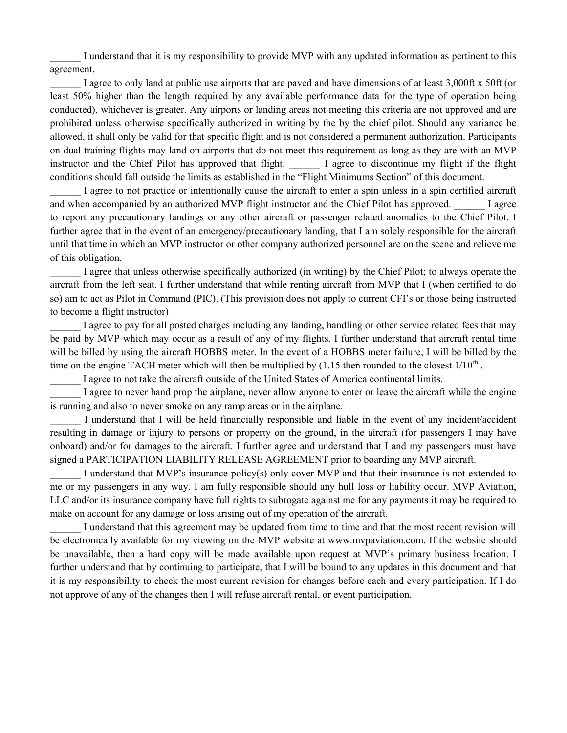______ I understand that it is my responsibility to provide MVP with any updated information as pertinent to this agreement.

______ I agree to only land at public use airports that are paved and have dimensions of at least 3,000ft x 50ft (or least 50% higher than the length required by any available performance data for the type of operation being conducted), whichever is greater. Any airports or landing areas not meeting this criteria are not approved and are prohibited unless otherwise specifically authorized in writing by the by the chief pilot. Should any variance be allowed, it shall only be valid for that specific flight and is not considered a permanent authorization. Participants on dual training flights may land on airports that do not meet this requirement as long as they are with an MVP instructor and the Chief Pilot has approved that flight. ______ I agree to discontinue my flight if the flight conditions should fall outside the limits as established in the "Flight Minimums Section" of this document.

______ I agree to not practice or intentionally cause the aircraft to enter a spin unless in a spin certified aircraft and when accompanied by an authorized MVP flight instructor and the Chief Pilot has approved. ______ I agree to report any precautionary landings or any other aircraft or passenger related anomalies to the Chief Pilot. I further agree that in the event of an emergency/precautionary landing, that I am solely responsible for the aircraft until that time in which an MVP instructor or other company authorized personnel are on the scene and relieve me of this obligation.

______ I agree that unless otherwise specifically authorized (in writing) by the Chief Pilot; to always operate the aircraft from the left seat. I further understand that while renting aircraft from MVP that I (when certified to do so) am to act as Pilot in Command (PIC). (This provision does not apply to current CFI's or those being instructed to become a flight instructor)

______ I agree to pay for all posted charges including any landing, handling or other service related fees that may be paid by MVP which may occur as a result of any of my flights. I further understand that aircraft rental time will be billed by using the aircraft HOBBS meter. In the event of a HOBBS meter failure, I will be billed by the time on the engine TACH meter which will then be multiplied by (1.15 then rounded to the closest 1/10th .

______ I agree to not take the aircraft outside of the United States of America continental limits.

______ I agree to never hand prop the airplane, never allow anyone to enter or leave the aircraft while the engine is running and also to never smoke on any ramp areas or in the airplane.

______ I understand that I will be held financially responsible and liable in the event of any incident/accident resulting in damage or injury to persons or property on the ground, in the aircraft (for passengers I may have onboard) and/or for damages to the aircraft. I further agree and understand that I and my passengers must have signed a PARTICIPATION LIABILITY RELEASE AGREEMENT prior to boarding any MVP aircraft.

______ I understand that MVP's insurance policy(s) only cover MVP and that their insurance is not extended to me or my passengers in any way. I am fully responsible should any hull loss or liability occur. MVP Aviation, LLC and/or its insurance company have full rights to subrogate against me for any payments it may be required to make on account for any damage or loss arising out of my operation of the aircraft.

______ I understand that this agreement may be updated from time to time and that the most recent revision will be electronically available for my viewing on the MVP website at www.mvpaviation.com. If the website should be unavailable, then a hard copy will be made available upon request at MVP's primary business location. I further understand that by continuing to participate, that I will be bound to any updates in this document and that it is my responsibility to check the most current revision for changes before each and every participation. If I do not approve of any of the changes then I will refuse aircraft rental, or event participation.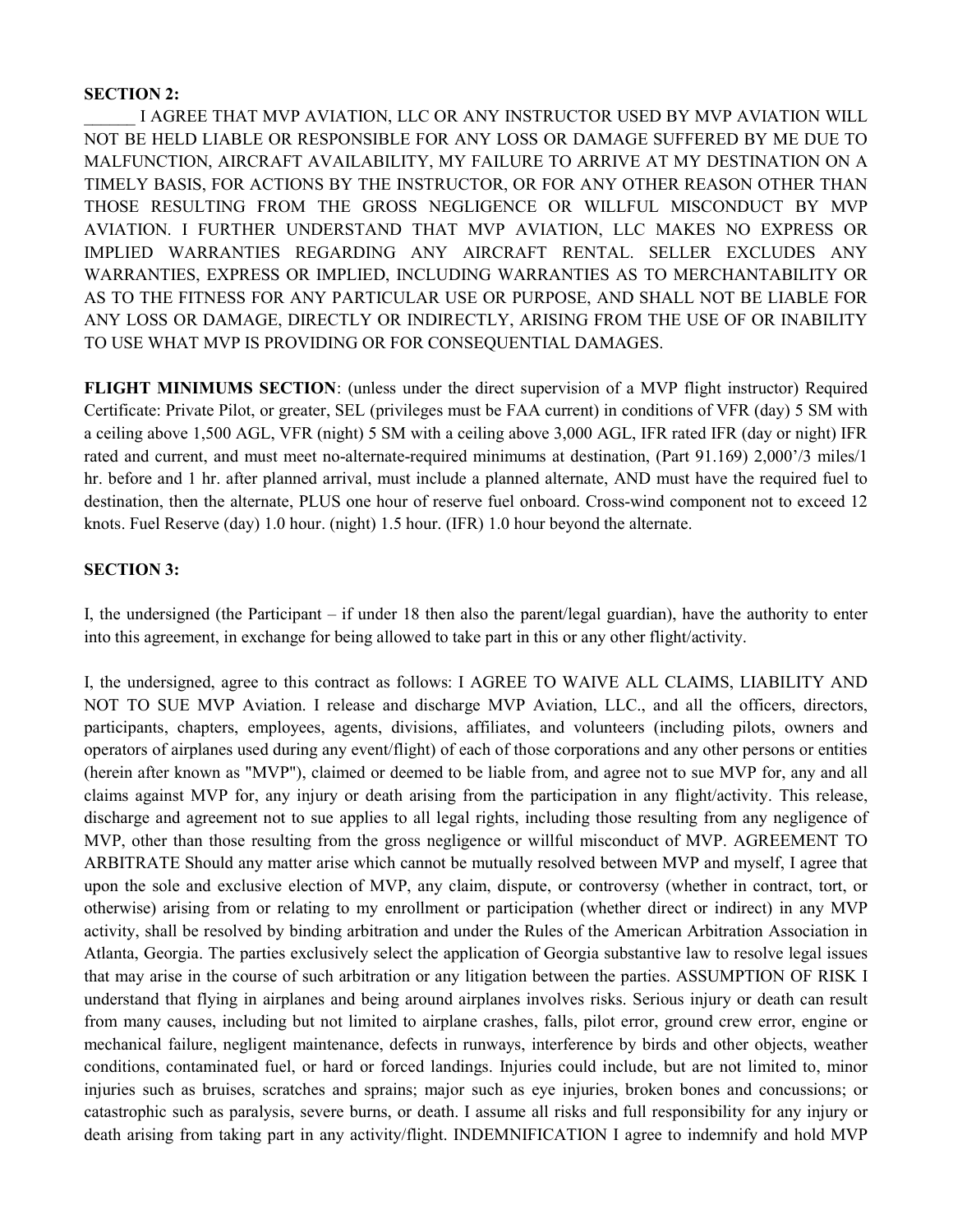**SECTION 2:**

______ I AGREE THAT MVP AVIATION, LLC OR ANY INSTRUCTOR USED BY MVP AVIATION WILL NOT BE HELD LIABLE OR RESPONSIBLE FOR ANY LOSS OR DAMAGE SUFFERED BY ME DUE TO MALFUNCTION, AIRCRAFT AVAILABILITY, MY FAILURE TO ARRIVE AT MY DESTINATION ON A TIMELY BASIS, FOR ACTIONS BY THE INSTRUCTOR, OR FOR ANY OTHER REASON OTHER THAN THOSE RESULTING FROM THE GROSS NEGLIGENCE OR WILLFUL MISCONDUCT BY MVP AVIATION. I FURTHER UNDERSTAND THAT MVP AVIATION, LLC MAKES NO EXPRESS OR IMPLIED WARRANTIES REGARDING ANY AIRCRAFT RENTAL. SELLER EXCLUDES ANY WARRANTIES, EXPRESS OR IMPLIED, INCLUDING WARRANTIES AS TO MERCHANTABILITY OR AS TO THE FITNESS FOR ANY PARTICULAR USE OR PURPOSE, AND SHALL NOT BE LIABLE FOR ANY LOSS OR DAMAGE, DIRECTLY OR INDIRECTLY, ARISING FROM THE USE OF OR INABILITY TO USE WHAT MVP IS PROVIDING OR FOR CONSEQUENTIAL DAMAGES.

**FLIGHT MINIMUMS SECTION**: (unless under the direct supervision of a MVP flight instructor) Required Certificate: Private Pilot, or greater, SEL (privileges must be FAA current) in conditions of VFR (day) 5 SM with a ceiling above 1,500 AGL, VFR (night) 5 SM with a ceiling above 3,000 AGL, IFR rated IFR (day or night) IFR rated and current, and must meet no-alternate-required minimums at destination, (Part 91.169) 2,000'/3 miles/1 hr. before and 1 hr. after planned arrival, must include a planned alternate, AND must have the required fuel to destination, then the alternate, PLUS one hour of reserve fuel onboard. Cross-wind component not to exceed 12 knots. Fuel Reserve (day) 1.0 hour. (night) 1.5 hour. (IFR) 1.0 hour beyond the alternate.

**SECTION 3:**

I, the undersigned (the Participant – if under 18 then also the parent/legal guardian), have the authority to enter into this agreement, in exchange for being allowed to take part in this or any other flight/activity.

I, the undersigned, agree to this contract as follows: I AGREE TO WAIVE ALL CLAIMS, LIABILITY AND NOT TO SUE MVP Aviation. I release and discharge MVP Aviation, LLC., and all the officers, directors, participants, chapters, employees, agents, divisions, affiliates, and volunteers (including pilots, owners and operators of airplanes used during any event/flight) of each of those corporations and any other persons or entities (herein after known as "MVP"), claimed or deemed to be liable from, and agree not to sue MVP for, any and all claims against MVP for, any injury or death arising from the participation in any flight/activity. This release, discharge and agreement not to sue applies to all legal rights, including those resulting from any negligence of MVP, other than those resulting from the gross negligence or willful misconduct of MVP. AGREEMENT TO ARBITRATE Should any matter arise which cannot be mutually resolved between MVP and myself, I agree that upon the sole and exclusive election of MVP, any claim, dispute, or controversy (whether in contract, tort, or otherwise) arising from or relating to my enrollment or participation (whether direct or indirect) in any MVP activity, shall be resolved by binding arbitration and under the Rules of the American Arbitration Association in Atlanta, Georgia. The parties exclusively select the application of Georgia substantive law to resolve legal issues that may arise in the course of such arbitration or any litigation between the parties. ASSUMPTION OF RISK I understand that flying in airplanes and being around airplanes involves risks. Serious injury or death can result from many causes, including but not limited to airplane crashes, falls, pilot error, ground crew error, engine or mechanical failure, negligent maintenance, defects in runways, interference by birds and other objects, weather conditions, contaminated fuel, or hard or forced landings. Injuries could include, but are not limited to, minor injuries such as bruises, scratches and sprains; major such as eye injuries, broken bones and concussions; or catastrophic such as paralysis, severe burns, or death. I assume all risks and full responsibility for any injury or death arising from taking part in any activity/flight. INDEMNIFICATION I agree to indemnify and hold MVP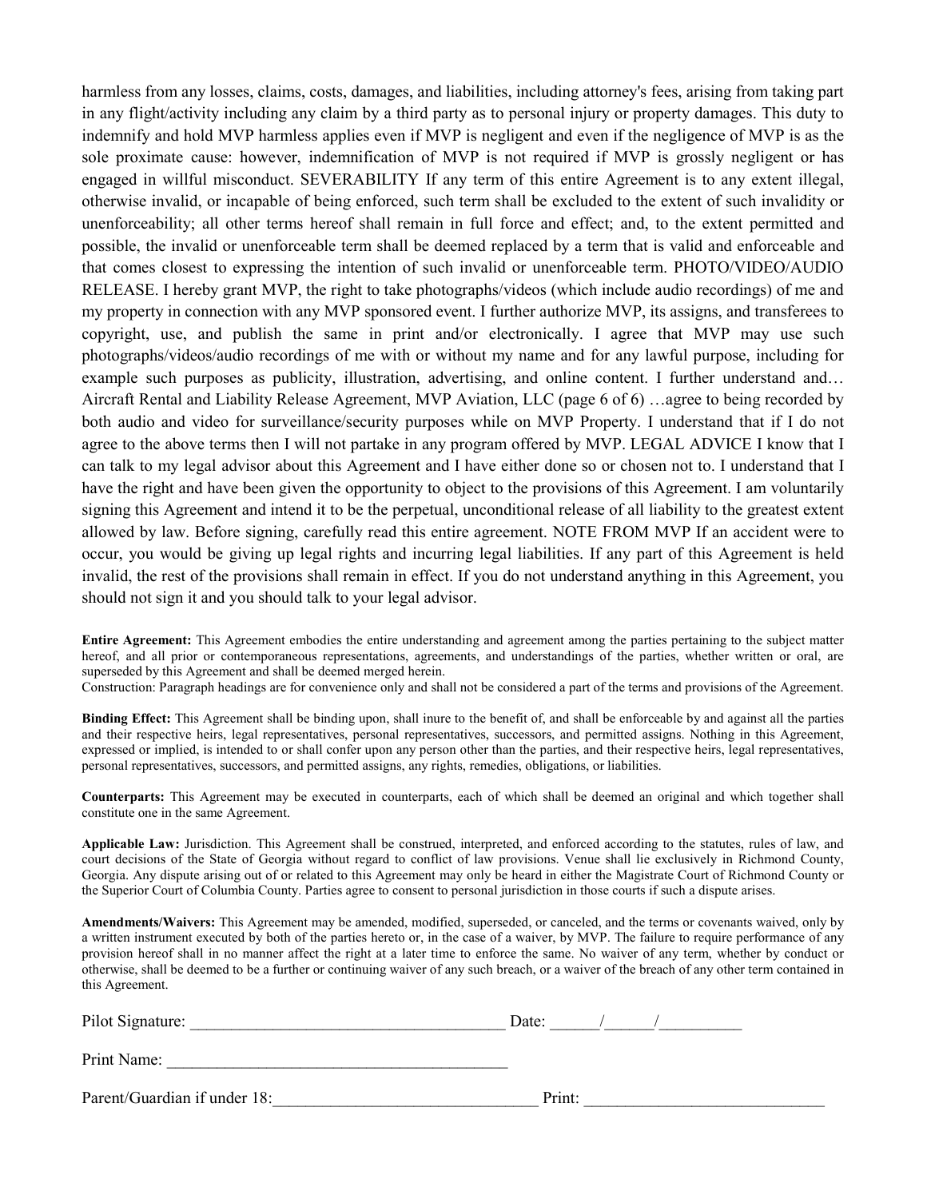harmless from any losses, claims, costs, damages, and liabilities, including attorney's fees, arising from taking part in any flight/activity including any claim by a third party as to personal injury or property damages. This duty to indemnify and hold MVP harmless applies even if MVP is negligent and even if the negligence of MVP is as the sole proximate cause: however, indemnification of MVP is not required if MVP is grossly negligent or has engaged in willful misconduct. SEVERABILITY If any term of this entire Agreement is to any extent illegal, otherwise invalid, or incapable of being enforced, such term shall be excluded to the extent of such invalidity or unenforceability; all other terms hereof shall remain in full force and effect; and, to the extent permitted and possible, the invalid or unenforceable term shall be deemed replaced by a term that is valid and enforceable and that comes closest to expressing the intention of such invalid or unenforceable term. PHOTO/VIDEO/AUDIO RELEASE. I hereby grant MVP, the right to take photographs/videos (which include audio recordings) of me and my property in connection with any MVP sponsored event. I further authorize MVP, its assigns, and transferees to copyright, use, and publish the same in print and/or electronically. I agree that MVP may use such photographs/videos/audio recordings of me with or without my name and for any lawful purpose, including for example such purposes as publicity, illustration, advertising, and online content. I further understand and… Aircraft Rental and Liability Release Agreement, MVP Aviation, LLC (page 6 of 6) …agree to being recorded by both audio and video for surveillance/security purposes while on MVP Property. I understand that if I do not agree to the above terms then I will not partake in any program offered by MVP. LEGAL ADVICE I know that I can talk to my legal advisor about this Agreement and I have either done so or chosen not to. I understand that I have the right and have been given the opportunity to object to the provisions of this Agreement. I am voluntarily signing this Agreement and intend it to be the perpetual, unconditional release of all liability to the greatest extent allowed by law. Before signing, carefully read this entire agreement. NOTE FROM MVP If an accident were to occur, you would be giving up legal rights and incurring legal liabilities. If any part of this Agreement is held invalid, the rest of the provisions shall remain in effect. If you do not understand anything in this Agreement, you should not sign it and you should talk to your legal advisor.

**Entire Agreement:** This Agreement embodies the entire understanding and agreement among the parties pertaining to the subject matter hereof, and all prior or contemporaneous representations, agreements, and understandings of the parties, whether written or oral, are superseded by this Agreement and shall be deemed merged herein.
Construction: Paragraph headings are for convenience only and shall not be considered a part of the terms and provisions of the Agreement.

**Binding Effect:** This Agreement shall be binding upon, shall inure to the benefit of, and shall be enforceable by and against all the parties and their respective heirs, legal representatives, personal representatives, successors, and permitted assigns. Nothing in this Agreement, expressed or implied, is intended to or shall confer upon any person other than the parties, and their respective heirs, legal representatives, personal representatives, successors, and permitted assigns, any rights, remedies, obligations, or liabilities.

**Counterparts:** This Agreement may be executed in counterparts, each of which shall be deemed an original and which together shall constitute one in the same Agreement.

**Applicable Law:** Jurisdiction. This Agreement shall be construed, interpreted, and enforced according to the statutes, rules of law, and court decisions of the State of Georgia without regard to conflict of law provisions. Venue shall lie exclusively in Richmond County, Georgia. Any dispute arising out of or related to this Agreement may only be heard in either the Magistrate Court of Richmond County or the Superior Court of Columbia County. Parties agree to consent to personal jurisdiction in those courts if such a dispute arises.

**Amendments/Waivers:** This Agreement may be amended, modified, superseded, or canceled, and the terms or covenants waived, only by a written instrument executed by both of the parties hereto or, in the case of a waiver, by MVP. The failure to require performance of any provision hereof shall in no manner affect the right at a later time to enforce the same. No waiver of any term, whether by conduct or otherwise, shall be deemed to be a further or continuing waiver of any such breach, or a waiver of the breach of any other term contained in this Agreement.

Pilot Signature: ______________________________________ Date: ______/______/__________

Print Name: __________________________________________

Parent/Guardian if under 18:_______________________________ Print: _____________________________